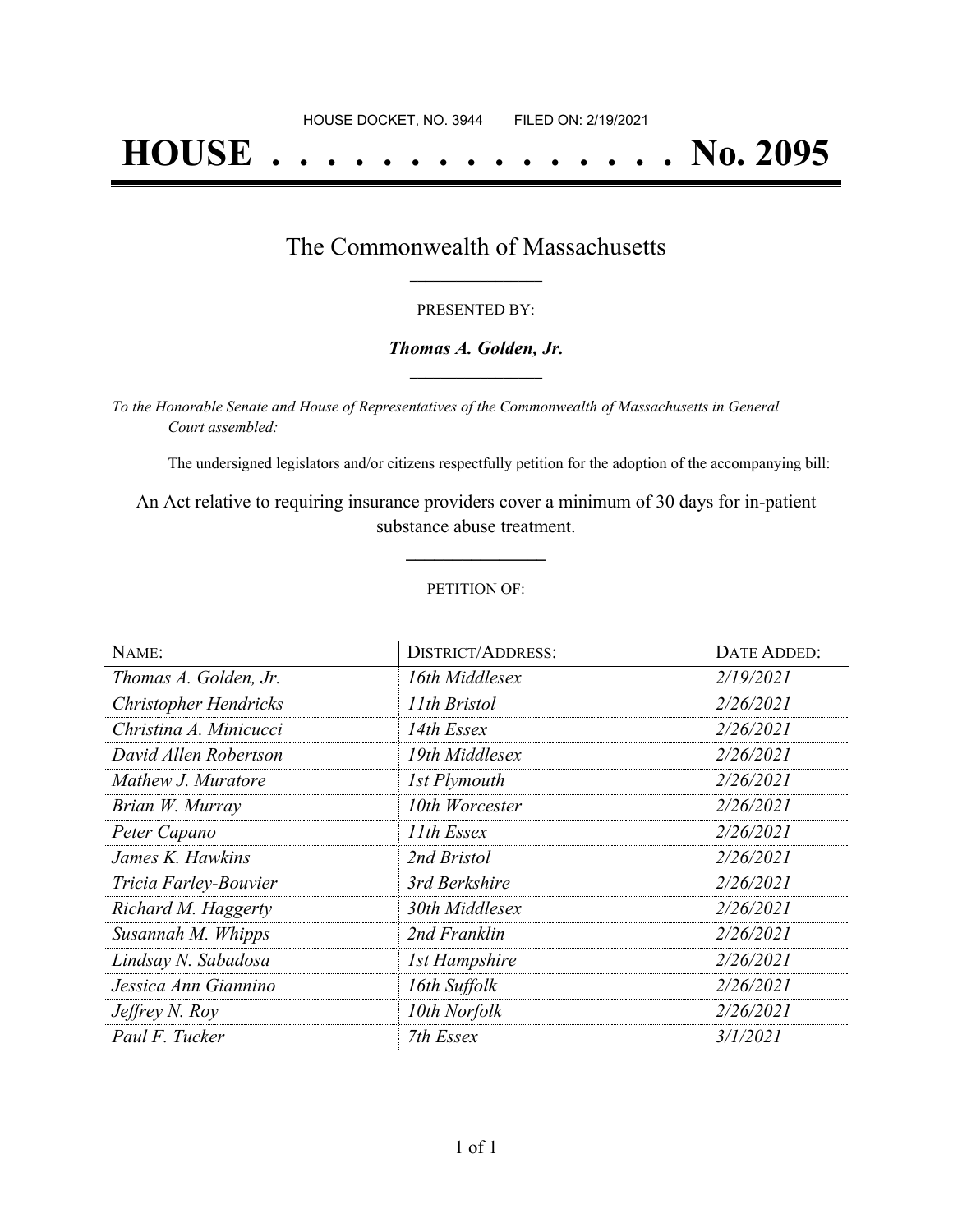HOUSE DOCKET, NO. 3944 FILED ON: 2/19/2021

# HOUSE . . . . . . . . . . . . . . . No. 2095

## The Commonwealth of Massachusetts

PRESENTED BY:

***Thomas A. Golden, Jr.***

*To the Honorable Senate and House of Representatives of the Commonwealth of Massachusetts in General Court assembled:*

The undersigned legislators and/or citizens respectfully petition for the adoption of the accompanying bill:

An Act relative to requiring insurance providers cover a minimum of 30 days for in-patient substance abuse treatment.

PETITION OF:

| NAME: | DISTRICT/ADDRESS: | DATE ADDED: |
|---|---|---|
| *Thomas A. Golden, Jr.* | *16th Middlesex* | *2/19/2021* |
| *Christopher Hendricks* | *11th Bristol* | *2/26/2021* |
| *Christina A. Minicucci* | *14th Essex* | *2/26/2021* |
| *David Allen Robertson* | *19th Middlesex* | *2/26/2021* |
| *Mathew J. Muratore* | *1st Plymouth* | *2/26/2021* |
| *Brian W. Murray* | *10th Worcester* | *2/26/2021* |
| *Peter Capano* | *11th Essex* | *2/26/2021* |
| *James K. Hawkins* | *2nd Bristol* | *2/26/2021* |
| *Tricia Farley-Bouvier* | *3rd Berkshire* | *2/26/2021* |
| *Richard M. Haggerty* | *30th Middlesex* | *2/26/2021* |
| *Susannah M. Whipps* | *2nd Franklin* | *2/26/2021* |
| *Lindsay N. Sabadosa* | *1st Hampshire* | *2/26/2021* |
| *Jessica Ann Giannino* | *16th Suffolk* | *2/26/2021* |
| *Jeffrey N. Roy* | *10th Norfolk* | *2/26/2021* |
| *Paul F. Tucker* | *7th Essex* | *3/1/2021* |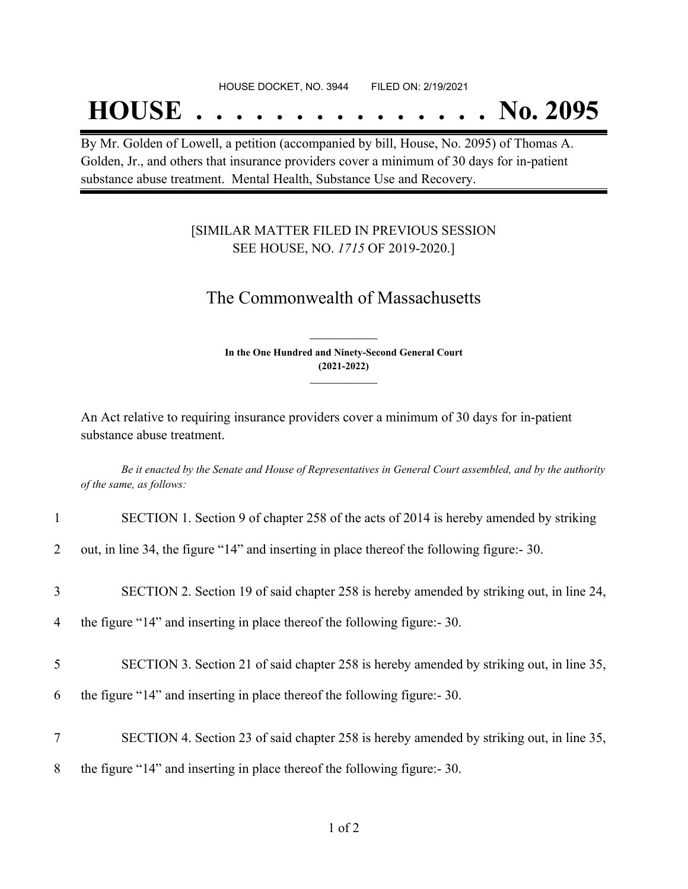HOUSE DOCKET, NO. 3944 FILED ON: 2/19/2021

# HOUSE . . . . . . . . . . . . . . . No. 2095

By Mr. Golden of Lowell, a petition (accompanied by bill, House, No. 2095) of Thomas A. Golden, Jr., and others that insurance providers cover a minimum of 30 days for in-patient substance abuse treatment. Mental Health, Substance Use and Recovery.

[SIMILAR MATTER FILED IN PREVIOUS SESSION SEE HOUSE, NO. *1715* OF 2019-2020.]

## The Commonwealth of Massachusetts

**In the One Hundred and Ninety-Second General Court (2021-2022)**

An Act relative to requiring insurance providers cover a minimum of 30 days for in-patient substance abuse treatment.

*Be it enacted by the Senate and House of Representatives in General Court assembled, and by the authority of the same, as follows:*

1 SECTION 1. Section 9 of chapter 258 of the acts of 2014 is hereby amended by striking
2 out, in line 34, the figure "14" and inserting in place thereof the following figure:- 30.

3 SECTION 2. Section 19 of said chapter 258 is hereby amended by striking out, in line 24,
4 the figure "14" and inserting in place thereof the following figure:- 30.

5 SECTION 3. Section 21 of said chapter 258 is hereby amended by striking out, in line 35,
6 the figure "14" and inserting in place thereof the following figure:- 30.

7 SECTION 4. Section 23 of said chapter 258 is hereby amended by striking out, in line 35,
8 the figure "14" and inserting in place thereof the following figure:- 30.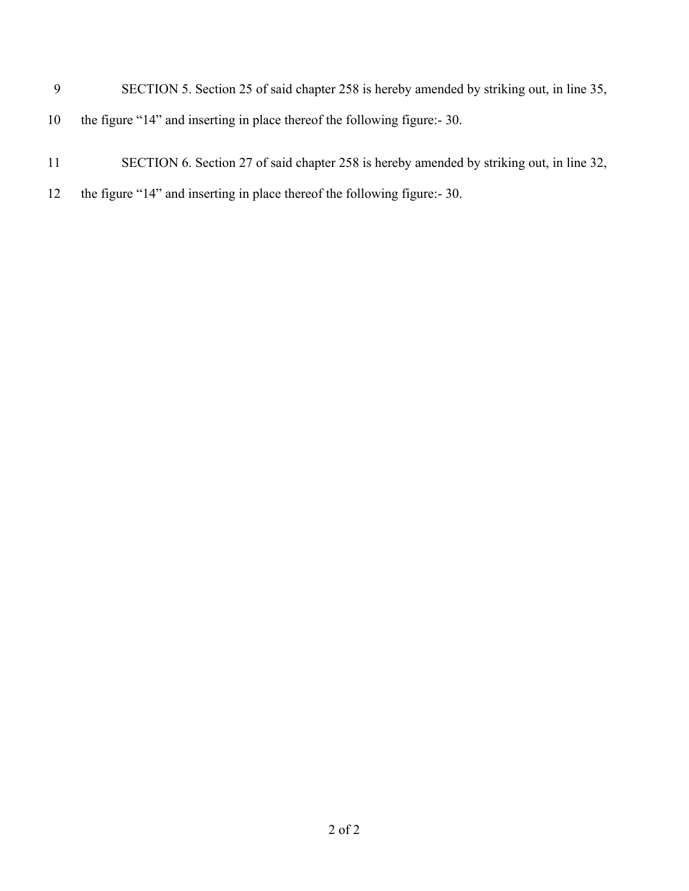SECTION 5. Section 25 of said chapter 258 is hereby amended by striking out, in line 35, the figure “14” and inserting in place thereof the following figure:- 30.

SECTION 6. Section 27 of said chapter 258 is hereby amended by striking out, in line 32, the figure “14” and inserting in place thereof the following figure:- 30.